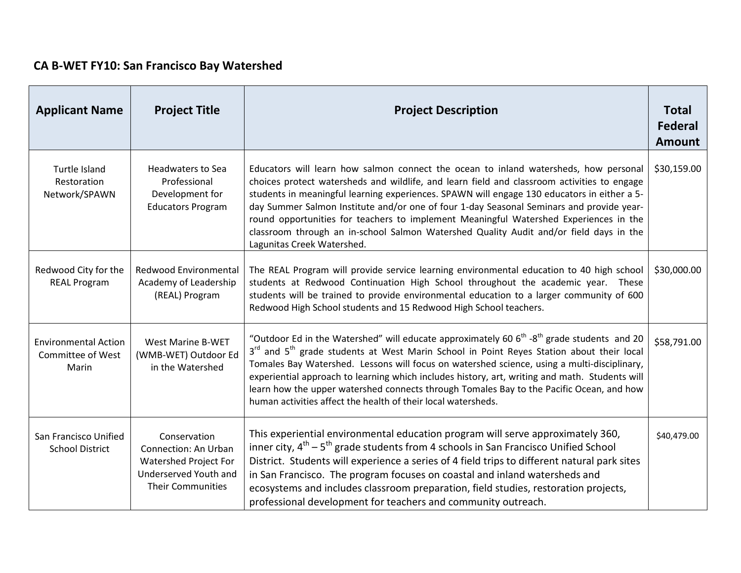## CA B-WET FY10: San Francisco Bay Watershed

| Applicant Name | Project Title | Project Description | Total Federal Amount |
| --- | --- | --- | --- |
| Turtle Island Restoration Network/SPAWN | Headwaters to Sea Professional Development for Educators Program | Educators will learn how salmon connect the ocean to inland watersheds, how personal choices protect watersheds and wildlife, and learn field and classroom activities to engage students in meaningful learning experiences. SPAWN will engage 130 educators in either a 5-day Summer Salmon Institute and/or one of four 1-day Seasonal Seminars and provide year-round opportunities for teachers to implement Meaningful Watershed Experiences in the classroom through an in-school Salmon Watershed Quality Audit and/or field days in the Lagunitas Creek Watershed. | $30,159.00 |
| Redwood City for the REAL Program | Redwood Environmental Academy of Leadership (REAL) Program | The REAL Program will provide service learning environmental education to 40 high school students at Redwood Continuation High School throughout the academic year. These students will be trained to provide environmental education to a larger community of 600 Redwood High School students and 15 Redwood High School teachers. | $30,000.00 |
| Environmental Action Committee of West Marin | West Marine B-WET (WMB-WET) Outdoor Ed in the Watershed | "Outdoor Ed in the Watershed" will educate approximately 60 6th -8th grade students and 20 3rd and 5th grade students at West Marin School in Point Reyes Station about their local Tomales Bay Watershed. Lessons will focus on watershed science, using a multi-disciplinary, experiential approach to learning which includes history, art, writing and math. Students will learn how the upper watershed connects through Tomales Bay to the Pacific Ocean, and how human activities affect the health of their local watersheds. | $58,791.00 |
| San Francisco Unified School District | Conservation Connection: An Urban Watershed Project For Underserved Youth and Their Communities | This experiential environmental education program will serve approximately 360, inner city, 4th – 5th grade students from 4 schools in San Francisco Unified School District. Students will experience a series of 4 field trips to different natural park sites in San Francisco. The program focuses on coastal and inland watersheds and ecosystems and includes classroom preparation, field studies, restoration projects, professional development for teachers and community outreach. | $40,479.00 |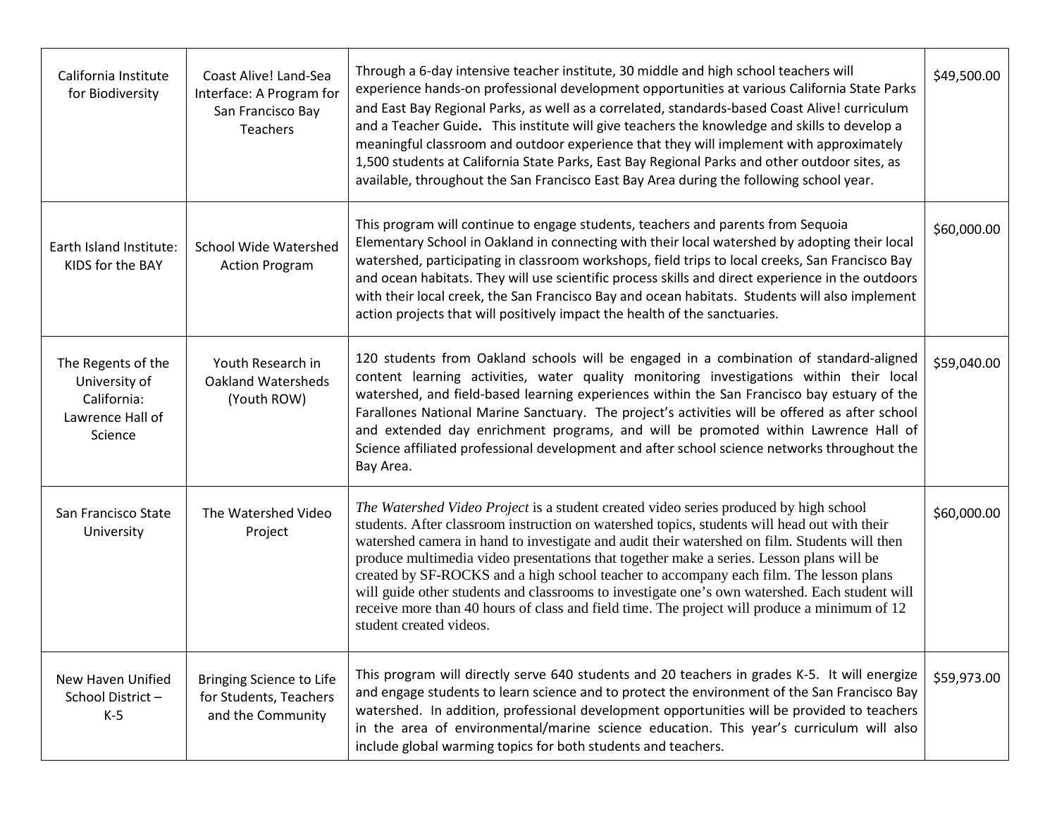| | | | |
|---|---|---|---|
| California Institute for Biodiversity | Coast Alive! Land-Sea Interface: A Program for San Francisco Bay Teachers | Through a 6-day intensive teacher institute, 30 middle and high school teachers will experience hands-on professional development opportunities at various California State Parks and East Bay Regional Parks, as well as a correlated, standards-based Coast Alive! curriculum and a Teacher Guide**.** This institute will give teachers the knowledge and skills to develop a meaningful classroom and outdoor experience that they will implement with approximately 1,500 students at California State Parks, East Bay Regional Parks and other outdoor sites, as available, throughout the San Francisco East Bay Area during the following school year. | $49,500.00 |
| Earth Island Institute: KIDS for the BAY | School Wide Watershed Action Program | This program will continue to engage students, teachers and parents from Sequoia Elementary School in Oakland in connecting with their local watershed by adopting their local watershed, participating in classroom workshops, field trips to local creeks, San Francisco Bay and ocean habitats. They will use scientific process skills and direct experience in the outdoors with their local creek, the San Francisco Bay and ocean habitats. Students will also implement action projects that will positively impact the health of the sanctuaries. | $60,000.00 |
| The Regents of the University of California: Lawrence Hall of Science | Youth Research in Oakland Watersheds (Youth ROW) | 120 students from Oakland schools will be engaged in a combination of standard-aligned content learning activities, water quality monitoring investigations within their local watershed, and field-based learning experiences within the San Francisco bay estuary of the Farallones National Marine Sanctuary. The project's activities will be offered as after school and extended day enrichment programs, and will be promoted within Lawrence Hall of Science affiliated professional development and after school science networks throughout the Bay Area. | $59,040.00 |
| San Francisco State University | The Watershed Video Project | *The Watershed Video Project* is a student created video series produced by high school students. After classroom instruction on watershed topics, students will head out with their watershed camera in hand to investigate and audit their watershed on film. Students will then produce multimedia video presentations that together make a series. Lesson plans will be created by SF-ROCKS and a high school teacher to accompany each film. The lesson plans will guide other students and classrooms to investigate one's own watershed. Each student will receive more than 40 hours of class and field time. The project will produce a minimum of 12 student created videos. | $60,000.00 |
| New Haven Unified School District – K-5 | Bringing Science to Life for Students, Teachers and the Community | This program will directly serve 640 students and 20 teachers in grades K-5. It will energize and engage students to learn science and to protect the environment of the San Francisco Bay watershed. In addition, professional development opportunities will be provided to teachers in the area of environmental/marine science education. This year's curriculum will also include global warming topics for both students and teachers. | $59,973.00 |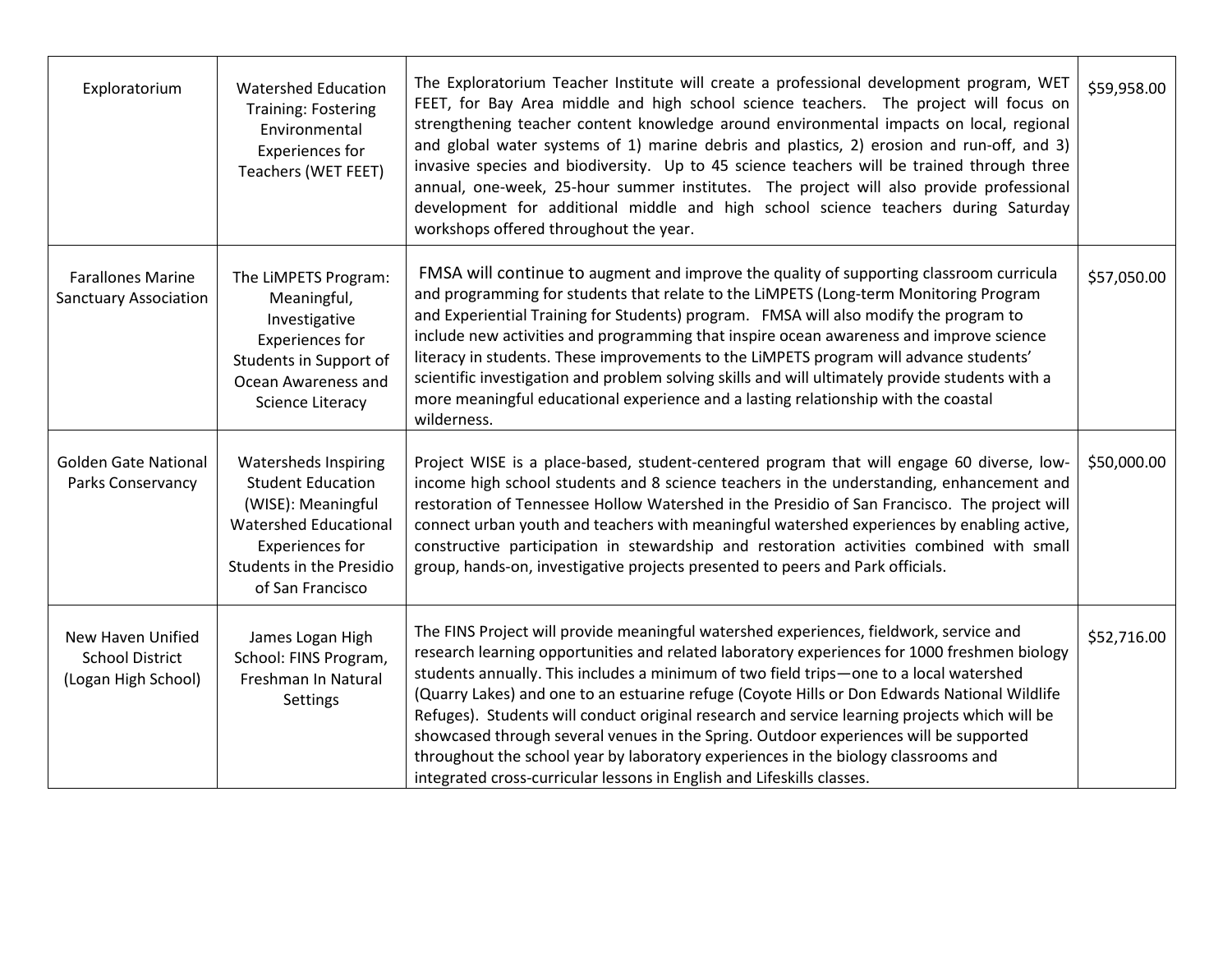| | | | |
|---|---|---|---|
| Exploratorium | Watershed Education Training: Fostering Environmental Experiences for Teachers (WET FEET) | The Exploratorium Teacher Institute will create a professional development program, WET FEET, for Bay Area middle and high school science teachers. The project will focus on strengthening teacher content knowledge around environmental impacts on local, regional and global water systems of 1) marine debris and plastics, 2) erosion and run-off, and 3) invasive species and biodiversity. Up to 45 science teachers will be trained through three annual, one-week, 25-hour summer institutes. The project will also provide professional development for additional middle and high school science teachers during Saturday workshops offered throughout the year. | $59,958.00 |
| Farallones Marine Sanctuary Association | The LiMPETS Program: Meaningful, Investigative Experiences for Students in Support of Ocean Awareness and Science Literacy | FMSA will continue to augment and improve the quality of supporting classroom curricula and programming for students that relate to the LiMPETS (Long-term Monitoring Program and Experiential Training for Students) program. FMSA will also modify the program to include new activities and programming that inspire ocean awareness and improve science literacy in students. These improvements to the LiMPETS program will advance students' scientific investigation and problem solving skills and will ultimately provide students with a more meaningful educational experience and a lasting relationship with the coastal wilderness. | $57,050.00 |
| Golden Gate National Parks Conservancy | Watersheds Inspiring Student Education (WISE): Meaningful Watershed Educational Experiences for Students in the Presidio of San Francisco | Project WISE is a place-based, student-centered program that will engage 60 diverse, low-income high school students and 8 science teachers in the understanding, enhancement and restoration of Tennessee Hollow Watershed in the Presidio of San Francisco. The project will connect urban youth and teachers with meaningful watershed experiences by enabling active, constructive participation in stewardship and restoration activities combined with small group, hands-on, investigative projects presented to peers and Park officials. | $50,000.00 |
| New Haven Unified School District (Logan High School) | James Logan High School: FINS Program, Freshman In Natural Settings | The FINS Project will provide meaningful watershed experiences, fieldwork, service and research learning opportunities and related laboratory experiences for 1000 freshmen biology students annually. This includes a minimum of two field trips—one to a local watershed (Quarry Lakes) and one to an estuarine refuge (Coyote Hills or Don Edwards National Wildlife Refuges). Students will conduct original research and service learning projects which will be showcased through several venues in the Spring. Outdoor experiences will be supported throughout the school year by laboratory experiences in the biology classrooms and integrated cross-curricular lessons in English and Lifeskills classes. | $52,716.00 |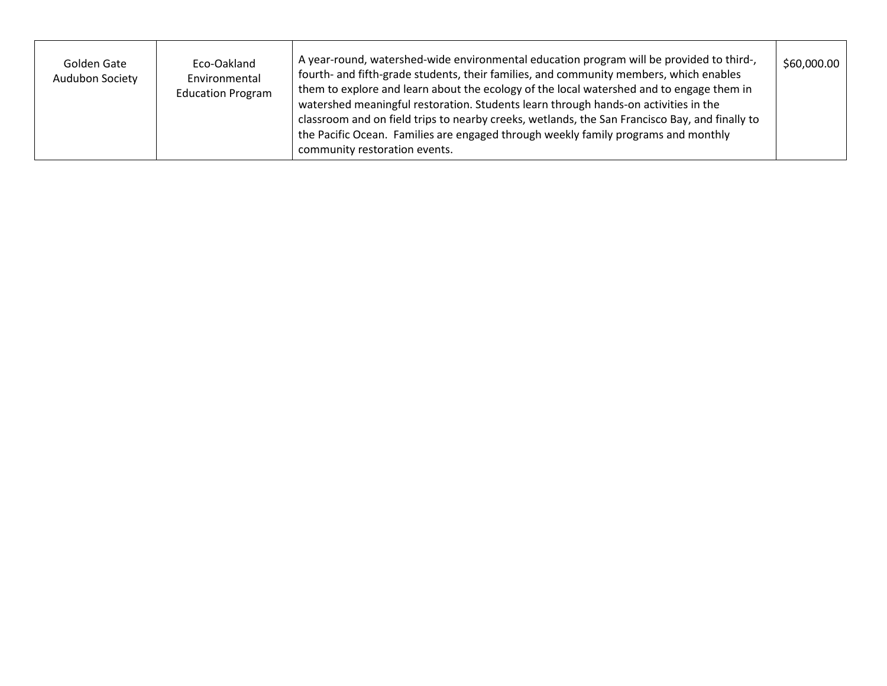| | | | |
|---|---|---|---|
| Golden Gate Audubon Society | Eco-Oakland Environmental Education Program | A year-round, watershed-wide environmental education program will be provided to third-, fourth- and fifth-grade students, their families, and community members, which enables them to explore and learn about the ecology of the local watershed and to engage them in watershed meaningful restoration. Students learn through hands-on activities in the classroom and on field trips to nearby creeks, wetlands, the San Francisco Bay, and finally to the Pacific Ocean. Families are engaged through weekly family programs and monthly community restoration events. | $60,000.00 |